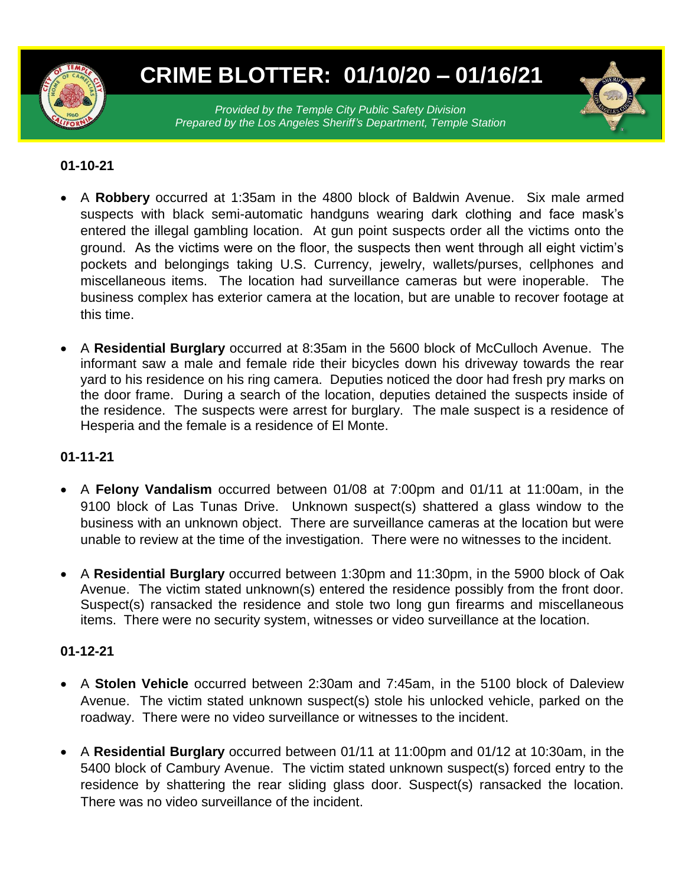# CRIME BLOTTER: 01/10/20 – 01/16/21

*Provided by the Temple City Public Safety Division*
*Prepared by the Los Angeles Sheriff's Department, Temple Station*

**01-10-21**

- A **Robbery** occurred at 1:35am in the 4800 block of Baldwin Avenue. Six male armed suspects with black semi-automatic handguns wearing dark clothing and face mask's entered the illegal gambling location. At gun point suspects order all the victims onto the ground. As the victims were on the floor, the suspects then went through all eight victim's pockets and belongings taking U.S. Currency, jewelry, wallets/purses, cellphones and miscellaneous items. The location had surveillance cameras but were inoperable. The business complex has exterior camera at the location, but are unable to recover footage at this time.

- A **Residential Burglary** occurred at 8:35am in the 5600 block of McCulloch Avenue. The informant saw a male and female ride their bicycles down his driveway towards the rear yard to his residence on his ring camera. Deputies noticed the door had fresh pry marks on the door frame. During a search of the location, deputies detained the suspects inside of the residence. The suspects were arrest for burglary. The male suspect is a residence of Hesperia and the female is a residence of El Monte.

**01-11-21**

- A **Felony Vandalism** occurred between 01/08 at 7:00pm and 01/11 at 11:00am, in the 9100 block of Las Tunas Drive. Unknown suspect(s) shattered a glass window to the business with an unknown object. There are surveillance cameras at the location but were unable to review at the time of the investigation. There were no witnesses to the incident.

- A **Residential Burglary** occurred between 1:30pm and 11:30pm, in the 5900 block of Oak Avenue. The victim stated unknown(s) entered the residence possibly from the front door. Suspect(s) ransacked the residence and stole two long gun firearms and miscellaneous items. There were no security system, witnesses or video surveillance at the location.

**01-12-21**

- A **Stolen Vehicle** occurred between 2:30am and 7:45am, in the 5100 block of Daleview Avenue. The victim stated unknown suspect(s) stole his unlocked vehicle, parked on the roadway. There were no video surveillance or witnesses to the incident.

- A **Residential Burglary** occurred between 01/11 at 11:00pm and 01/12 at 10:30am, in the 5400 block of Cambury Avenue. The victim stated unknown suspect(s) forced entry to the residence by shattering the rear sliding glass door. Suspect(s) ransacked the location. There was no video surveillance of the incident.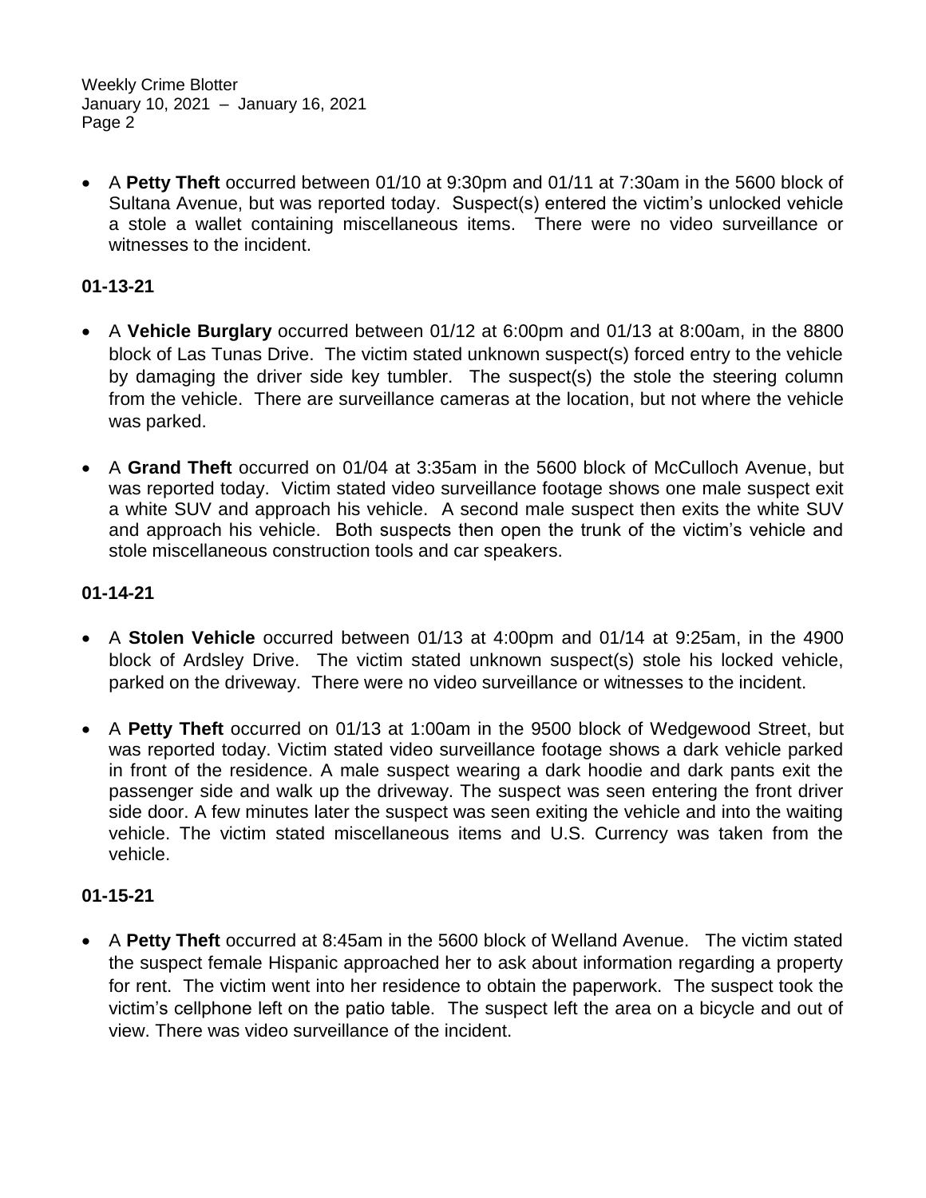- A **Petty Theft** occurred between 01/10 at 9:30pm and 01/11 at 7:30am in the 5600 block of Sultana Avenue, but was reported today. Suspect(s) entered the victim's unlocked vehicle a stole a wallet containing miscellaneous items. There were no video surveillance or witnesses to the incident.

**01-13-21**

- A **Vehicle Burglary** occurred between 01/12 at 6:00pm and 01/13 at 8:00am, in the 8800 block of Las Tunas Drive. The victim stated unknown suspect(s) forced entry to the vehicle by damaging the driver side key tumbler. The suspect(s) the stole the steering column from the vehicle. There are surveillance cameras at the location, but not where the vehicle was parked.

- A **Grand Theft** occurred on 01/04 at 3:35am in the 5600 block of McCulloch Avenue, but was reported today. Victim stated video surveillance footage shows one male suspect exit a white SUV and approach his vehicle. A second male suspect then exits the white SUV and approach his vehicle. Both suspects then open the trunk of the victim's vehicle and stole miscellaneous construction tools and car speakers.

**01-14-21**

- A **Stolen Vehicle** occurred between 01/13 at 4:00pm and 01/14 at 9:25am, in the 4900 block of Ardsley Drive. The victim stated unknown suspect(s) stole his locked vehicle, parked on the driveway. There were no video surveillance or witnesses to the incident.

- A **Petty Theft** occurred on 01/13 at 1:00am in the 9500 block of Wedgewood Street, but was reported today. Victim stated video surveillance footage shows a dark vehicle parked in front of the residence. A male suspect wearing a dark hoodie and dark pants exit the passenger side and walk up the driveway. The suspect was seen entering the front driver side door. A few minutes later the suspect was seen exiting the vehicle and into the waiting vehicle. The victim stated miscellaneous items and U.S. Currency was taken from the vehicle.

**01-15-21**

- A **Petty Theft** occurred at 8:45am in the 5600 block of Welland Avenue. The victim stated the suspect female Hispanic approached her to ask about information regarding a property for rent. The victim went into her residence to obtain the paperwork. The suspect took the victim's cellphone left on the patio table. The suspect left the area on a bicycle and out of view. There was video surveillance of the incident.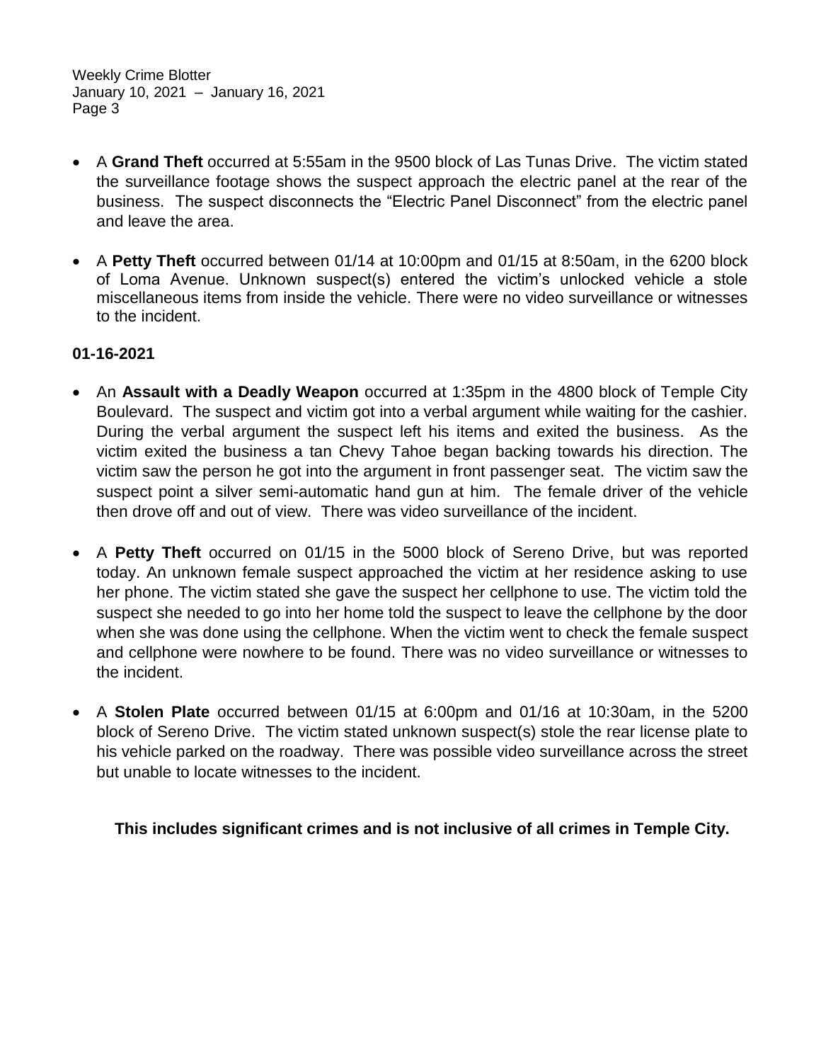- A **Grand Theft** occurred at 5:55am in the 9500 block of Las Tunas Drive. The victim stated the surveillance footage shows the suspect approach the electric panel at the rear of the business. The suspect disconnects the "Electric Panel Disconnect" from the electric panel and leave the area.

- A **Petty Theft** occurred between 01/14 at 10:00pm and 01/15 at 8:50am, in the 6200 block of Loma Avenue. Unknown suspect(s) entered the victim's unlocked vehicle a stole miscellaneous items from inside the vehicle. There were no video surveillance or witnesses to the incident.

**01-16-2021**

- An **Assault with a Deadly Weapon** occurred at 1:35pm in the 4800 block of Temple City Boulevard. The suspect and victim got into a verbal argument while waiting for the cashier. During the verbal argument the suspect left his items and exited the business. As the victim exited the business a tan Chevy Tahoe began backing towards his direction. The victim saw the person he got into the argument in front passenger seat. The victim saw the suspect point a silver semi-automatic hand gun at him. The female driver of the vehicle then drove off and out of view. There was video surveillance of the incident.

- A **Petty Theft** occurred on 01/15 in the 5000 block of Sereno Drive, but was reported today. An unknown female suspect approached the victim at her residence asking to use her phone. The victim stated she gave the suspect her cellphone to use. The victim told the suspect she needed to go into her home told the suspect to leave the cellphone by the door when she was done using the cellphone. When the victim went to check the female suspect and cellphone were nowhere to be found. There was no video surveillance or witnesses to the incident.

- A **Stolen Plate** occurred between 01/15 at 6:00pm and 01/16 at 10:30am, in the 5200 block of Sereno Drive. The victim stated unknown suspect(s) stole the rear license plate to his vehicle parked on the roadway. There was possible video surveillance across the street but unable to locate witnesses to the incident.

**This includes significant crimes and is not inclusive of all crimes in Temple City.**